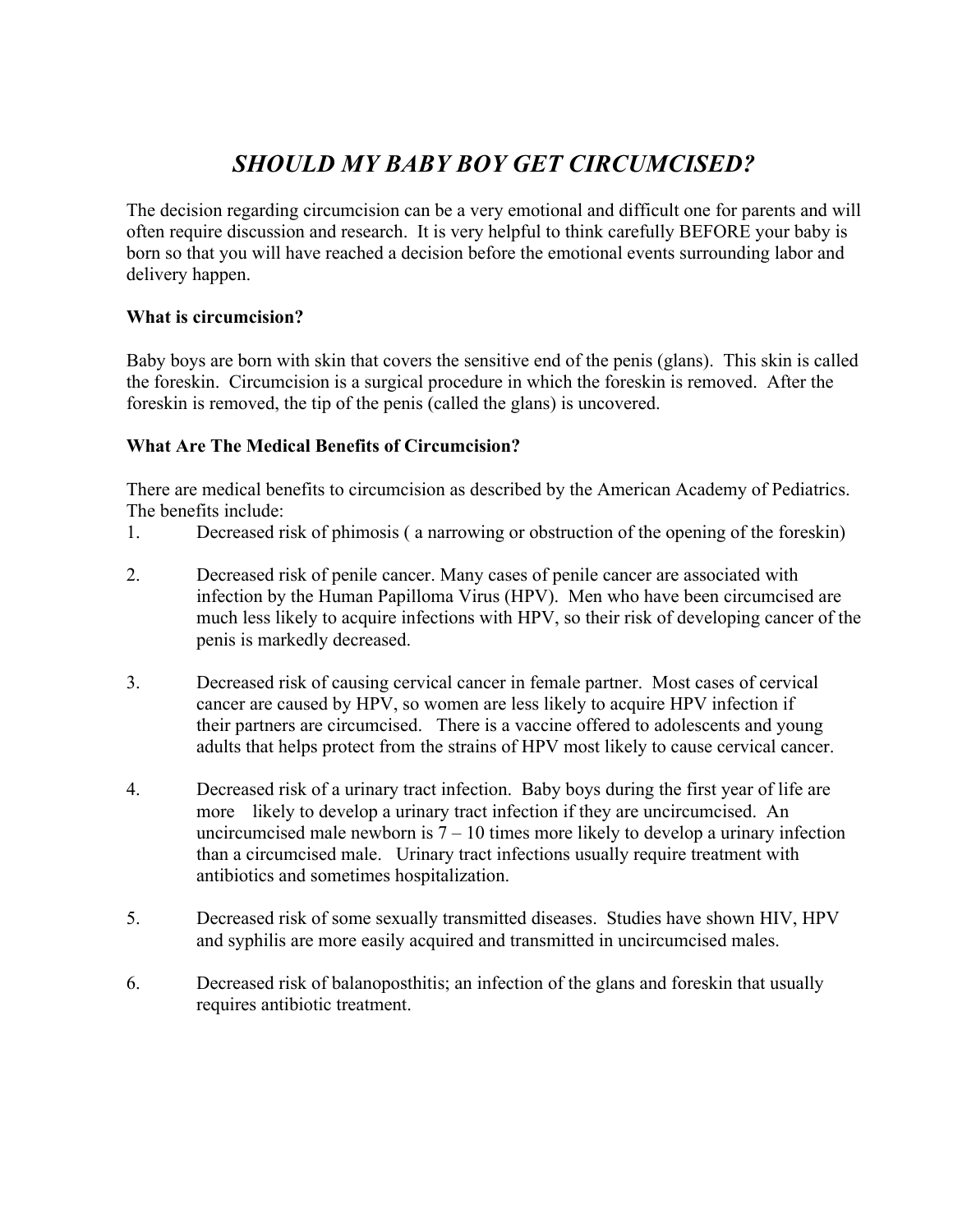# *SHOULD MY BABY BOY GET CIRCUMCISED?*

The decision regarding circumcision can be a very emotional and difficult one for parents and will often require discussion and research. It is very helpful to think carefully BEFORE your baby is born so that you will have reached a decision before the emotional events surrounding labor and delivery happen.

**What is circumcision?**

Baby boys are born with skin that covers the sensitive end of the penis (glans). This skin is called the foreskin. Circumcision is a surgical procedure in which the foreskin is removed. After the foreskin is removed, the tip of the penis (called the glans) is uncovered.

**What Are The Medical Benefits of Circumcision?**

There are medical benefits to circumcision as described by the American Academy of Pediatrics. The benefits include:

1. Decreased risk of phimosis ( a narrowing or obstruction of the opening of the foreskin)

2. Decreased risk of penile cancer. Many cases of penile cancer are associated with infection by the Human Papilloma Virus (HPV). Men who have been circumcised are much less likely to acquire infections with HPV, so their risk of developing cancer of the penis is markedly decreased.

3. Decreased risk of causing cervical cancer in female partner. Most cases of cervical cancer are caused by HPV, so women are less likely to acquire HPV infection if their partners are circumcised. There is a vaccine offered to adolescents and young adults that helps protect from the strains of HPV most likely to cause cervical cancer.

4. Decreased risk of a urinary tract infection. Baby boys during the first year of life are more likely to develop a urinary tract infection if they are uncircumcised. An uncircumcised male newborn is 7 – 10 times more likely to develop a urinary infection than a circumcised male. Urinary tract infections usually require treatment with antibiotics and sometimes hospitalization.

5. Decreased risk of some sexually transmitted diseases. Studies have shown HIV, HPV and syphilis are more easily acquired and transmitted in uncircumcised males.

6. Decreased risk of balanoposthitis; an infection of the glans and foreskin that usually requires antibiotic treatment.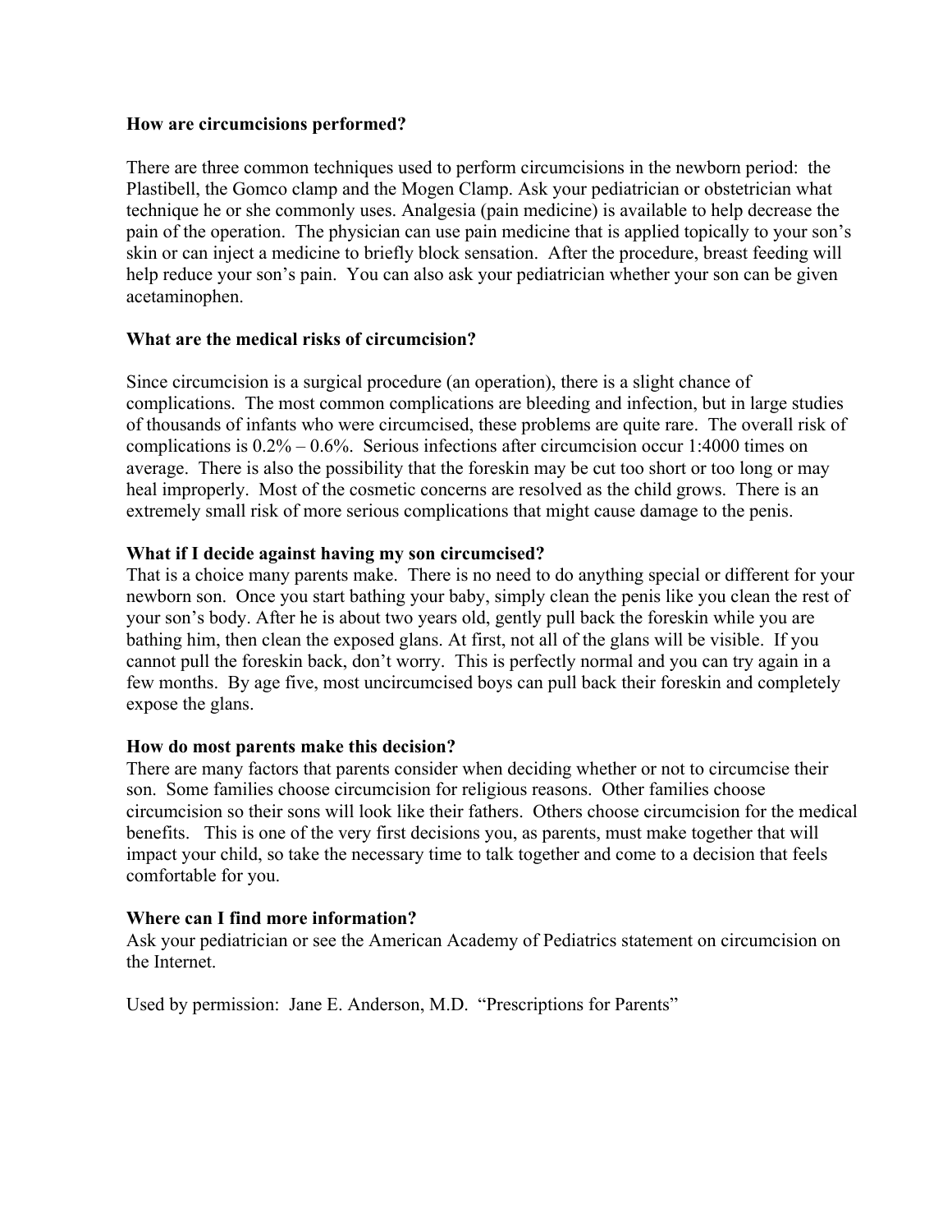### How are circumcisions performed?

There are three common techniques used to perform circumcisions in the newborn period: the Plastibell, the Gomco clamp and the Mogen Clamp. Ask your pediatrician or obstetrician what technique he or she commonly uses. Analgesia (pain medicine) is available to help decrease the pain of the operation. The physician can use pain medicine that is applied topically to your son's skin or can inject a medicine to briefly block sensation. After the procedure, breast feeding will help reduce your son's pain. You can also ask your pediatrician whether your son can be given acetaminophen.

### What are the medical risks of circumcision?

Since circumcision is a surgical procedure (an operation), there is a slight chance of complications. The most common complications are bleeding and infection, but in large studies of thousands of infants who were circumcised, these problems are quite rare. The overall risk of complications is 0.2% – 0.6%. Serious infections after circumcision occur 1:4000 times on average. There is also the possibility that the foreskin may be cut too short or too long or may heal improperly. Most of the cosmetic concerns are resolved as the child grows. There is an extremely small risk of more serious complications that might cause damage to the penis.

### What if I decide against having my son circumcised?

That is a choice many parents make. There is no need to do anything special or different for your newborn son. Once you start bathing your baby, simply clean the penis like you clean the rest of your son's body. After he is about two years old, gently pull back the foreskin while you are bathing him, then clean the exposed glans. At first, not all of the glans will be visible. If you cannot pull the foreskin back, don't worry. This is perfectly normal and you can try again in a few months. By age five, most uncircumcised boys can pull back their foreskin and completely expose the glans.

### How do most parents make this decision?

There are many factors that parents consider when deciding whether or not to circumcise their son. Some families choose circumcision for religious reasons. Other families choose circumcision so their sons will look like their fathers. Others choose circumcision for the medical benefits. This is one of the very first decisions you, as parents, must make together that will impact your child, so take the necessary time to talk together and come to a decision that feels comfortable for you.

### Where can I find more information?

Ask your pediatrician or see the American Academy of Pediatrics statement on circumcision on the Internet.

Used by permission: Jane E. Anderson, M.D. "Prescriptions for Parents"